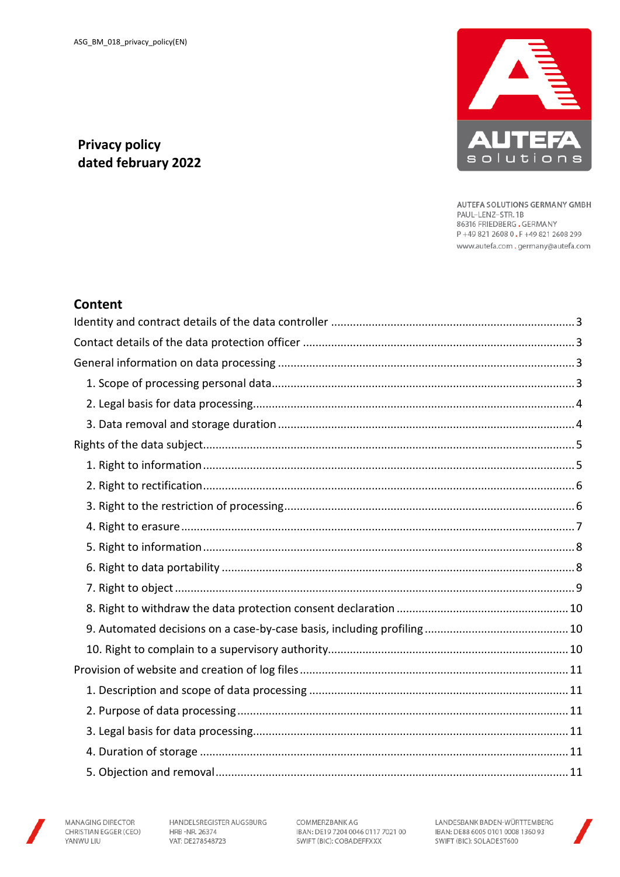ASG_BM_018_privacy_policy(EN)

# Privacy policy
# dated february 2022

AUTEFA SOLUTIONS GERMANY GMBH
PAUL-LENZ-STR. 1B
86316 FRIEDBERG . GERMANY
P +49 821 2608 0 . F +49 821 2608 299
www.autefa.com . germany@autefa.com

## Content

Identity and contract details of the data controller .......... 3
Contact details of the data protection officer .......... 3
General information on data processing .......... 3
- 1. Scope of processing personal data .......... 3
- 2. Legal basis for data processing .......... 4
- 3. Data removal and storage duration .......... 4

Rights of the data subject .......... 5
- 1. Right to information .......... 5
- 2. Right to rectification .......... 6
- 3. Right to the restriction of processing .......... 6
- 4. Right to erasure .......... 7
- 5. Right to information .......... 8
- 6. Right to data portability .......... 8
- 7. Right to object .......... 9
- 8. Right to withdraw the data protection consent declaration .......... 10
- 9. Automated decisions on a case-by-case basis, including profiling .......... 10
- 10. Right to complain to a supervisory authority .......... 10

Provision of website and creation of log files .......... 11
- 1. Description and scope of data processing .......... 11
- 2. Purpose of data processing .......... 11
- 3. Legal basis for data processing .......... 11
- 4. Duration of storage .......... 11
- 5. Objection and removal .......... 11

MANAGING DIRECTOR
CHRISTIAN EGGER (CEO)
YANWU LIU

HANDELSREGISTER AUGSBURG
HRB -NR. 26374
VAT: DE278548723

COMMERZBANK AG
IBAN: DE19 7204 0046 0117 7021 00
SWIFT (BIC): COBADEFFXXX

LANDESBANK BADEN-WÜRTTEMBERG
IBAN: DE88 6005 0101 0008 1360 93
SWIFT (BIC): SOLADEST600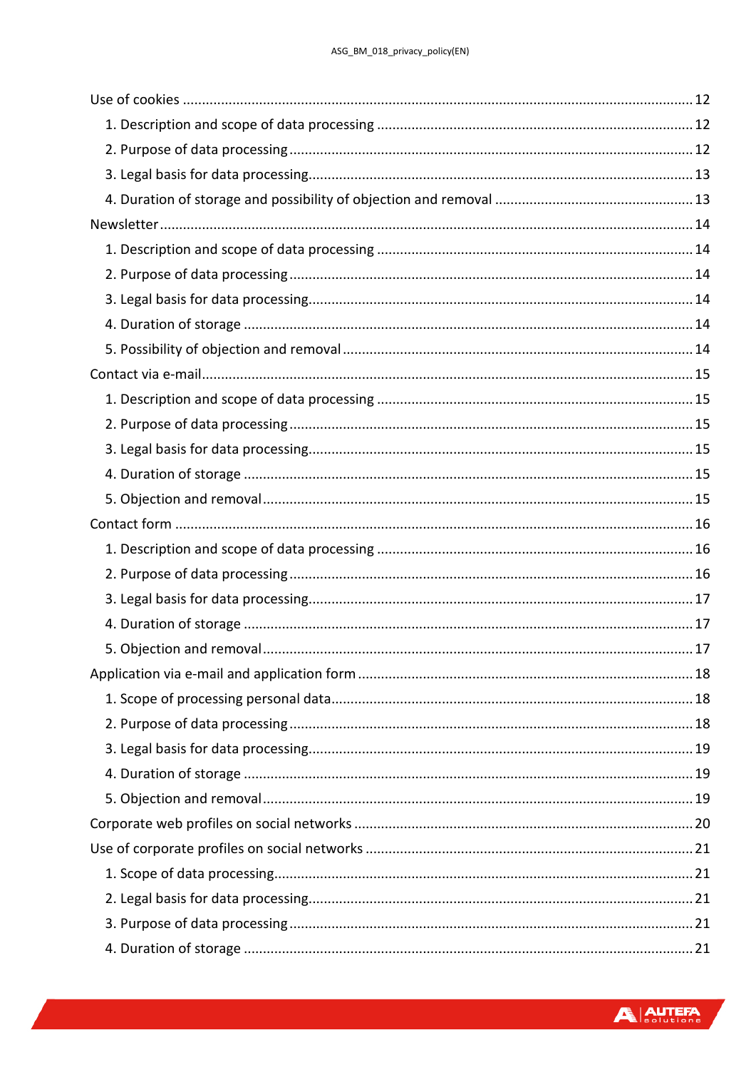Use of cookies ..... 12

1. Description and scope of data processing ..... 12
2. Purpose of data processing ..... 12
3. Legal basis for data processing ..... 13
4. Duration of storage and possibility of objection and removal ..... 13

Newsletter ..... 14

1. Description and scope of data processing ..... 14
2. Purpose of data processing ..... 14
3. Legal basis for data processing ..... 14
4. Duration of storage ..... 14
5. Possibility of objection and removal ..... 14

Contact via e-mail ..... 15

1. Description and scope of data processing ..... 15
2. Purpose of data processing ..... 15
3. Legal basis for data processing ..... 15
4. Duration of storage ..... 15
5. Objection and removal ..... 15

Contact form ..... 16

1. Description and scope of data processing ..... 16
2. Purpose of data processing ..... 16
3. Legal basis for data processing ..... 17
4. Duration of storage ..... 17
5. Objection and removal ..... 17

Application via e-mail and application form ..... 18

1. Scope of processing personal data ..... 18
2. Purpose of data processing ..... 18
3. Legal basis for data processing ..... 19
4. Duration of storage ..... 19
5. Objection and removal ..... 19

Corporate web profiles on social networks ..... 20

Use of corporate profiles on social networks ..... 21

1. Scope of data processing ..... 21
2. Legal basis for data processing ..... 21
3. Purpose of data processing ..... 21
4. Duration of storage ..... 21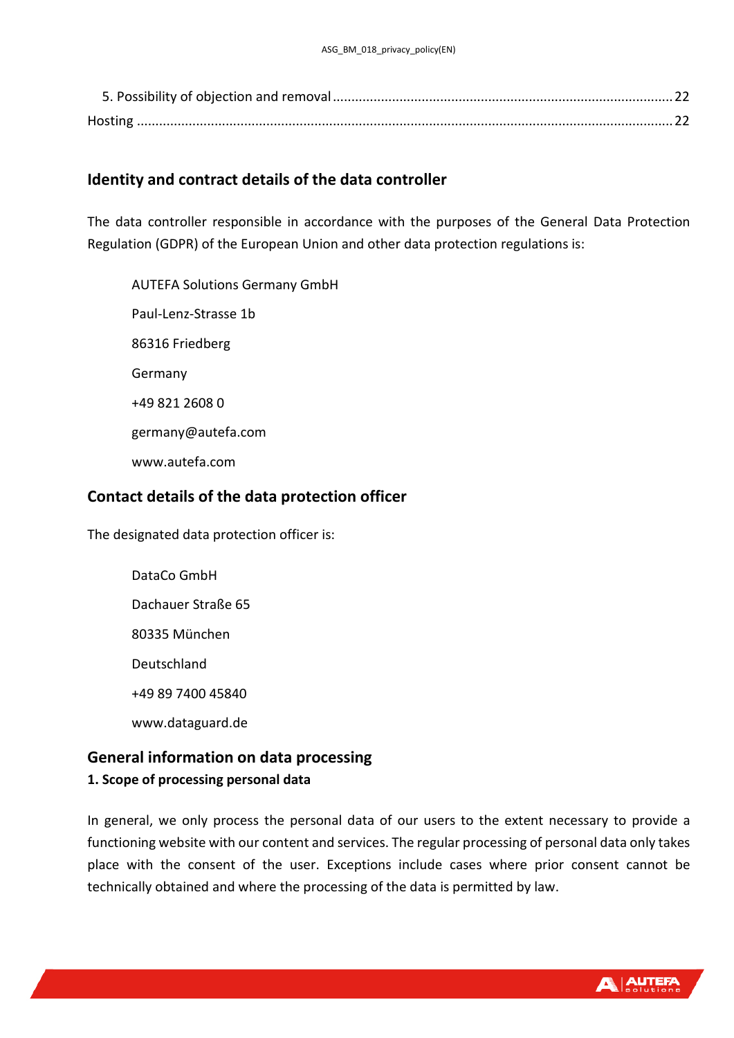5. Possibility of objection and removal ........................................................................................ 22

Hosting ........................................................................................................................................... 22

## Identity and contract details of the data controller

The data controller responsible in accordance with the purposes of the General Data Protection Regulation (GDPR) of the European Union and other data protection regulations is:

AUTEFA Solutions Germany GmbH

Paul-Lenz-Strasse 1b

86316 Friedberg

Germany

+49 821 2608 0

germany@autefa.com

www.autefa.com

## Contact details of the data protection officer

The designated data protection officer is:

DataCo GmbH

Dachauer Straße 65

80335 München

Deutschland

+49 89 7400 45840

www.dataguard.de

## General information on data processing

### 1. Scope of processing personal data

In general, we only process the personal data of our users to the extent necessary to provide a functioning website with our content and services. The regular processing of personal data only takes place with the consent of the user. Exceptions include cases where prior consent cannot be technically obtained and where the processing of the data is permitted by law.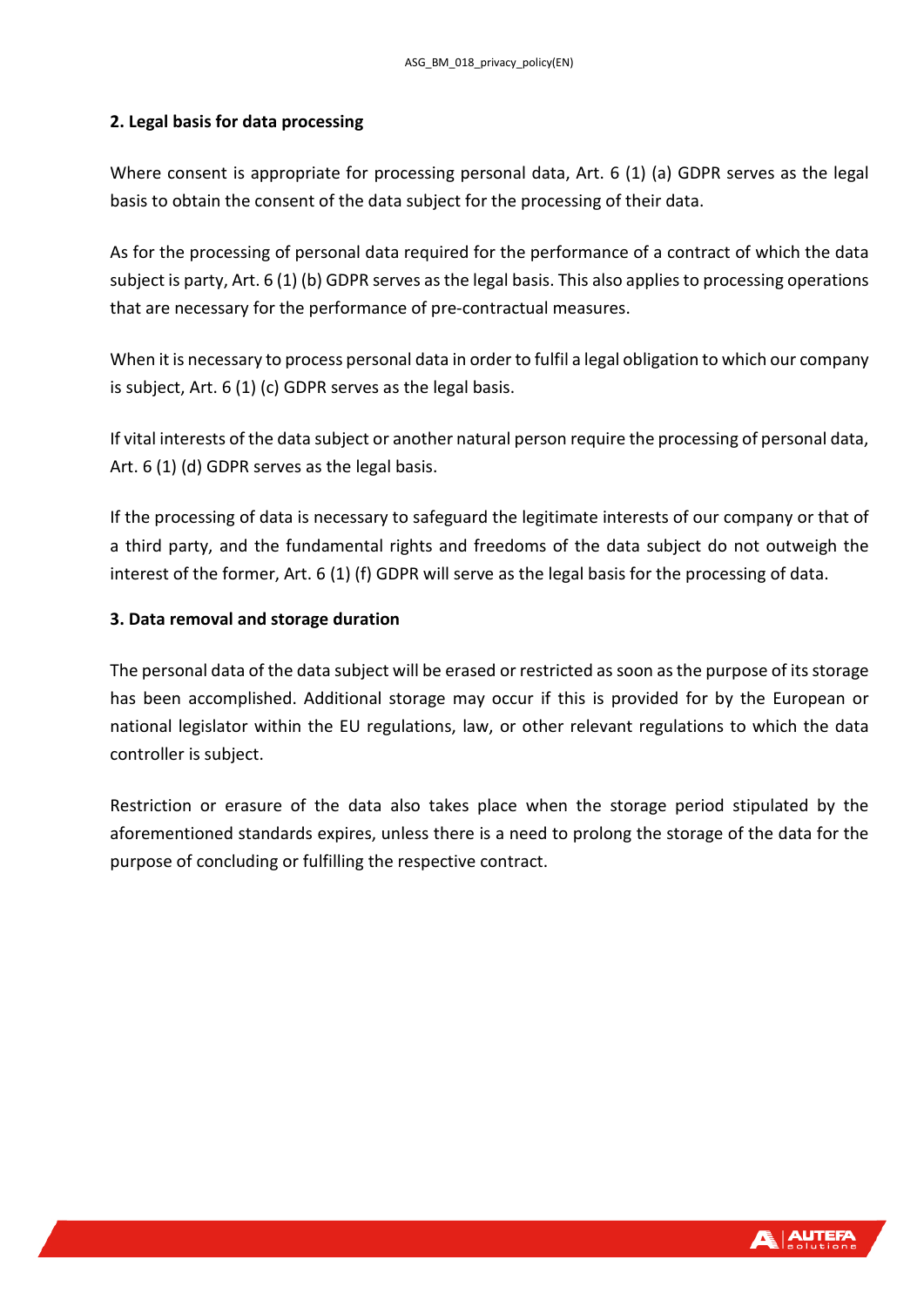## 2. Legal basis for data processing

Where consent is appropriate for processing personal data, Art. 6 (1) (a) GDPR serves as the legal basis to obtain the consent of the data subject for the processing of their data.

As for the processing of personal data required for the performance of a contract of which the data subject is party, Art. 6 (1) (b) GDPR serves as the legal basis. This also applies to processing operations that are necessary for the performance of pre-contractual measures.

When it is necessary to process personal data in order to fulfil a legal obligation to which our company is subject, Art. 6 (1) (c) GDPR serves as the legal basis.

If vital interests of the data subject or another natural person require the processing of personal data, Art. 6 (1) (d) GDPR serves as the legal basis.

If the processing of data is necessary to safeguard the legitimate interests of our company or that of a third party, and the fundamental rights and freedoms of the data subject do not outweigh the interest of the former, Art. 6 (1) (f) GDPR will serve as the legal basis for the processing of data.

## 3. Data removal and storage duration

The personal data of the data subject will be erased or restricted as soon as the purpose of its storage has been accomplished. Additional storage may occur if this is provided for by the European or national legislator within the EU regulations, law, or other relevant regulations to which the data controller is subject.

Restriction or erasure of the data also takes place when the storage period stipulated by the aforementioned standards expires, unless there is a need to prolong the storage of the data for the purpose of concluding or fulfilling the respective contract.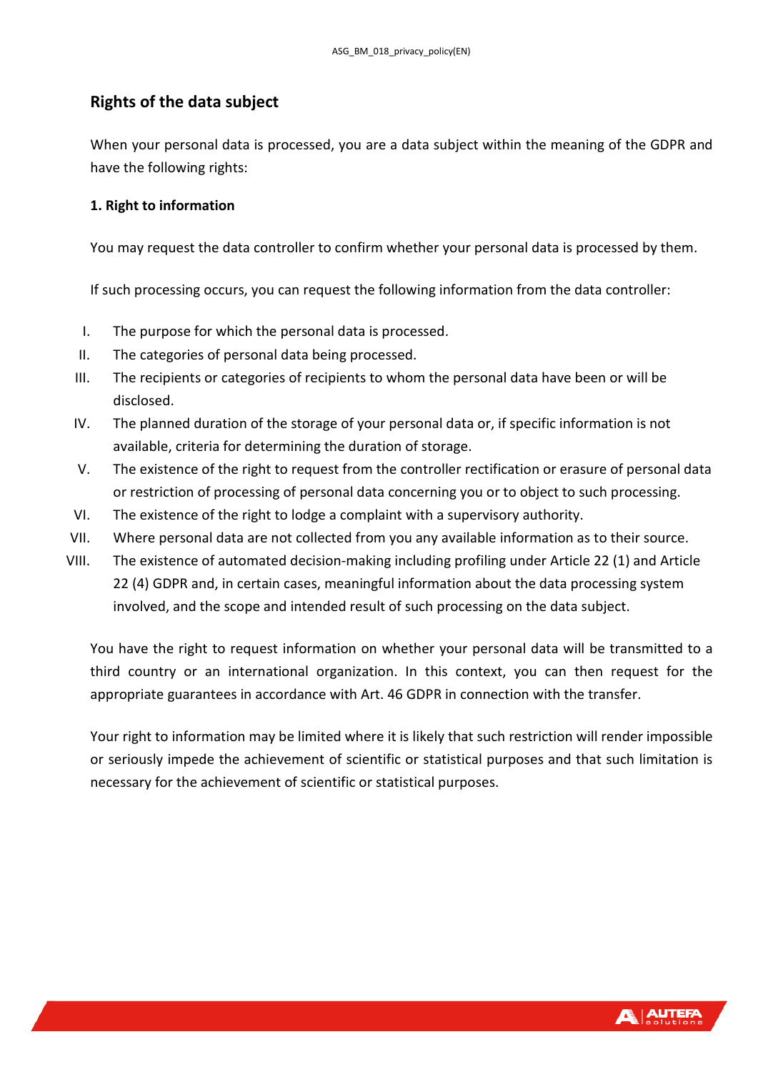## Rights of the data subject

When your personal data is processed, you are a data subject within the meaning of the GDPR and have the following rights:

### 1. Right to information

You may request the data controller to confirm whether your personal data is processed by them.

If such processing occurs, you can request the following information from the data controller:

I. The purpose for which the personal data is processed.
II. The categories of personal data being processed.
III. The recipients or categories of recipients to whom the personal data have been or will be disclosed.
IV. The planned duration of the storage of your personal data or, if specific information is not available, criteria for determining the duration of storage.
V. The existence of the right to request from the controller rectification or erasure of personal data or restriction of processing of personal data concerning you or to object to such processing.
VI. The existence of the right to lodge a complaint with a supervisory authority.
VII. Where personal data are not collected from you any available information as to their source.
VIII. The existence of automated decision-making including profiling under Article 22 (1) and Article 22 (4) GDPR and, in certain cases, meaningful information about the data processing system involved, and the scope and intended result of such processing on the data subject.

You have the right to request information on whether your personal data will be transmitted to a third country or an international organization. In this context, you can then request for the appropriate guarantees in accordance with Art. 46 GDPR in connection with the transfer.

Your right to information may be limited where it is likely that such restriction will render impossible or seriously impede the achievement of scientific or statistical purposes and that such limitation is necessary for the achievement of scientific or statistical purposes.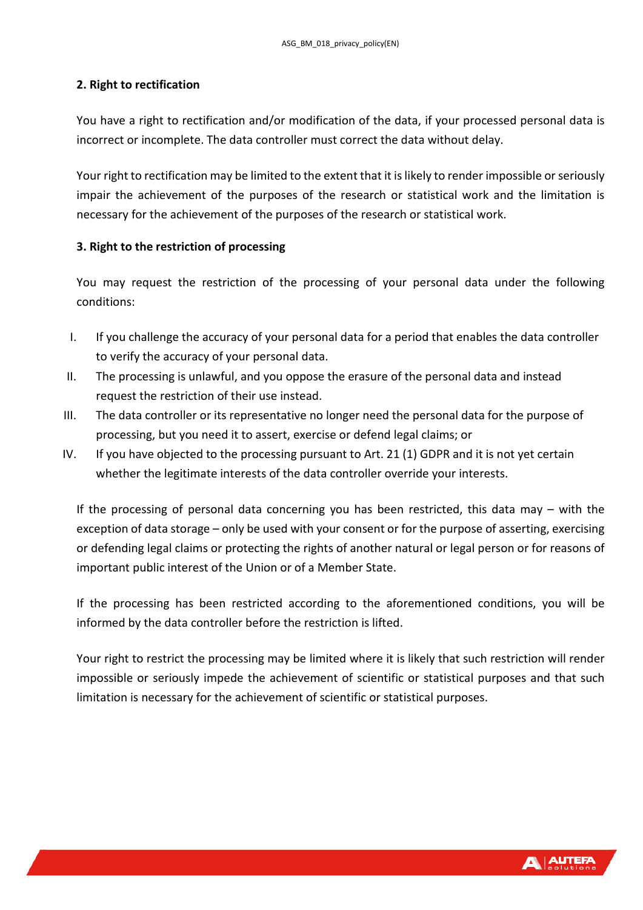**2. Right to rectification**

You have a right to rectification and/or modification of the data, if your processed personal data is incorrect or incomplete. The data controller must correct the data without delay.

Your right to rectification may be limited to the extent that it is likely to render impossible or seriously impair the achievement of the purposes of the research or statistical work and the limitation is necessary for the achievement of the purposes of the research or statistical work.

**3. Right to the restriction of processing**

You may request the restriction of the processing of your personal data under the following conditions:

I. If you challenge the accuracy of your personal data for a period that enables the data controller to verify the accuracy of your personal data.
II. The processing is unlawful, and you oppose the erasure of the personal data and instead request the restriction of their use instead.
III. The data controller or its representative no longer need the personal data for the purpose of processing, but you need it to assert, exercise or defend legal claims; or
IV. If you have objected to the processing pursuant to Art. 21 (1) GDPR and it is not yet certain whether the legitimate interests of the data controller override your interests.

If the processing of personal data concerning you has been restricted, this data may – with the exception of data storage – only be used with your consent or for the purpose of asserting, exercising or defending legal claims or protecting the rights of another natural or legal person or for reasons of important public interest of the Union or of a Member State.

If the processing has been restricted according to the aforementioned conditions, you will be informed by the data controller before the restriction is lifted.

Your right to restrict the processing may be limited where it is likely that such restriction will render impossible or seriously impede the achievement of scientific or statistical purposes and that such limitation is necessary for the achievement of scientific or statistical purposes.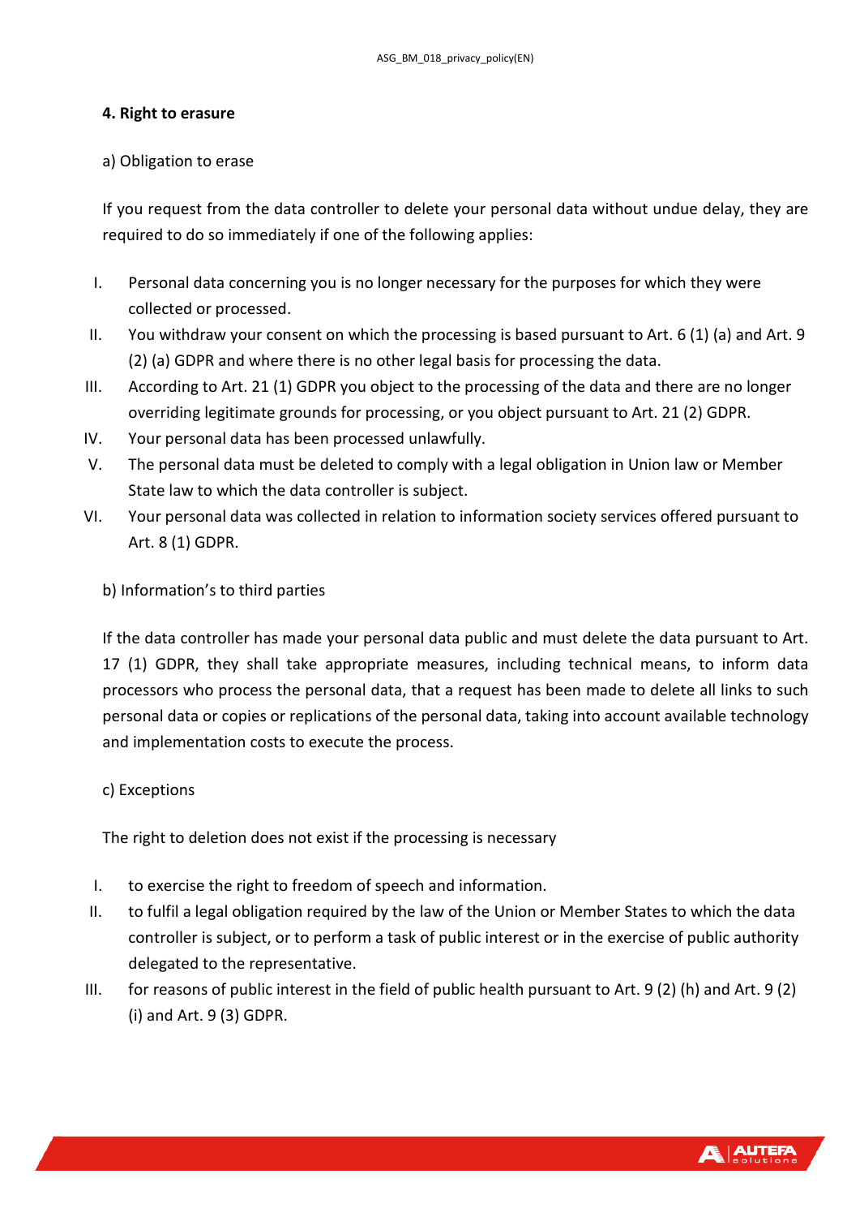#### 4. Right to erasure

a) Obligation to erase

If you request from the data controller to delete your personal data without undue delay, they are required to do so immediately if one of the following applies:

I. Personal data concerning you is no longer necessary for the purposes for which they were collected or processed.
II. You withdraw your consent on which the processing is based pursuant to Art. 6 (1) (a) and Art. 9 (2) (a) GDPR and where there is no other legal basis for processing the data.
III. According to Art. 21 (1) GDPR you object to the processing of the data and there are no longer overriding legitimate grounds for processing, or you object pursuant to Art. 21 (2) GDPR.
IV. Your personal data has been processed unlawfully.
V. The personal data must be deleted to comply with a legal obligation in Union law or Member State law to which the data controller is subject.
VI. Your personal data was collected in relation to information society services offered pursuant to Art. 8 (1) GDPR.

b) Information's to third parties

If the data controller has made your personal data public and must delete the data pursuant to Art. 17 (1) GDPR, they shall take appropriate measures, including technical means, to inform data processors who process the personal data, that a request has been made to delete all links to such personal data or copies or replications of the personal data, taking into account available technology and implementation costs to execute the process.

c) Exceptions

The right to deletion does not exist if the processing is necessary

I. to exercise the right to freedom of speech and information.
II. to fulfil a legal obligation required by the law of the Union or Member States to which the data controller is subject, or to perform a task of public interest or in the exercise of public authority delegated to the representative.
III. for reasons of public interest in the field of public health pursuant to Art. 9 (2) (h) and Art. 9 (2) (i) and Art. 9 (3) GDPR.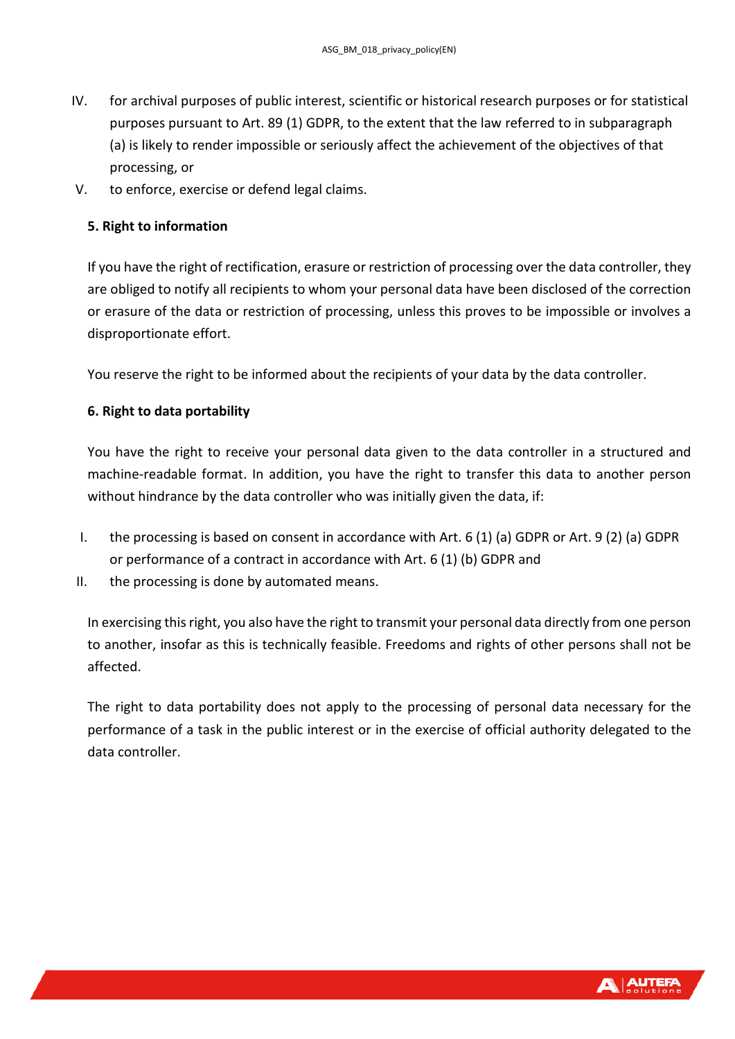IV. for archival purposes of public interest, scientific or historical research purposes or for statistical purposes pursuant to Art. 89 (1) GDPR, to the extent that the law referred to in subparagraph (a) is likely to render impossible or seriously affect the achievement of the objectives of that processing, or
V. to enforce, exercise or defend legal claims.

**5. Right to information**

If you have the right of rectification, erasure or restriction of processing over the data controller, they are obliged to notify all recipients to whom your personal data have been disclosed of the correction or erasure of the data or restriction of processing, unless this proves to be impossible or involves a disproportionate effort.

You reserve the right to be informed about the recipients of your data by the data controller.

**6. Right to data portability**

You have the right to receive your personal data given to the data controller in a structured and machine-readable format. In addition, you have the right to transfer this data to another person without hindrance by the data controller who was initially given the data, if:

I. the processing is based on consent in accordance with Art. 6 (1) (a) GDPR or Art. 9 (2) (a) GDPR or performance of a contract in accordance with Art. 6 (1) (b) GDPR and
II. the processing is done by automated means.

In exercising this right, you also have the right to transmit your personal data directly from one person to another, insofar as this is technically feasible. Freedoms and rights of other persons shall not be affected.

The right to data portability does not apply to the processing of personal data necessary for the performance of a task in the public interest or in the exercise of official authority delegated to the data controller.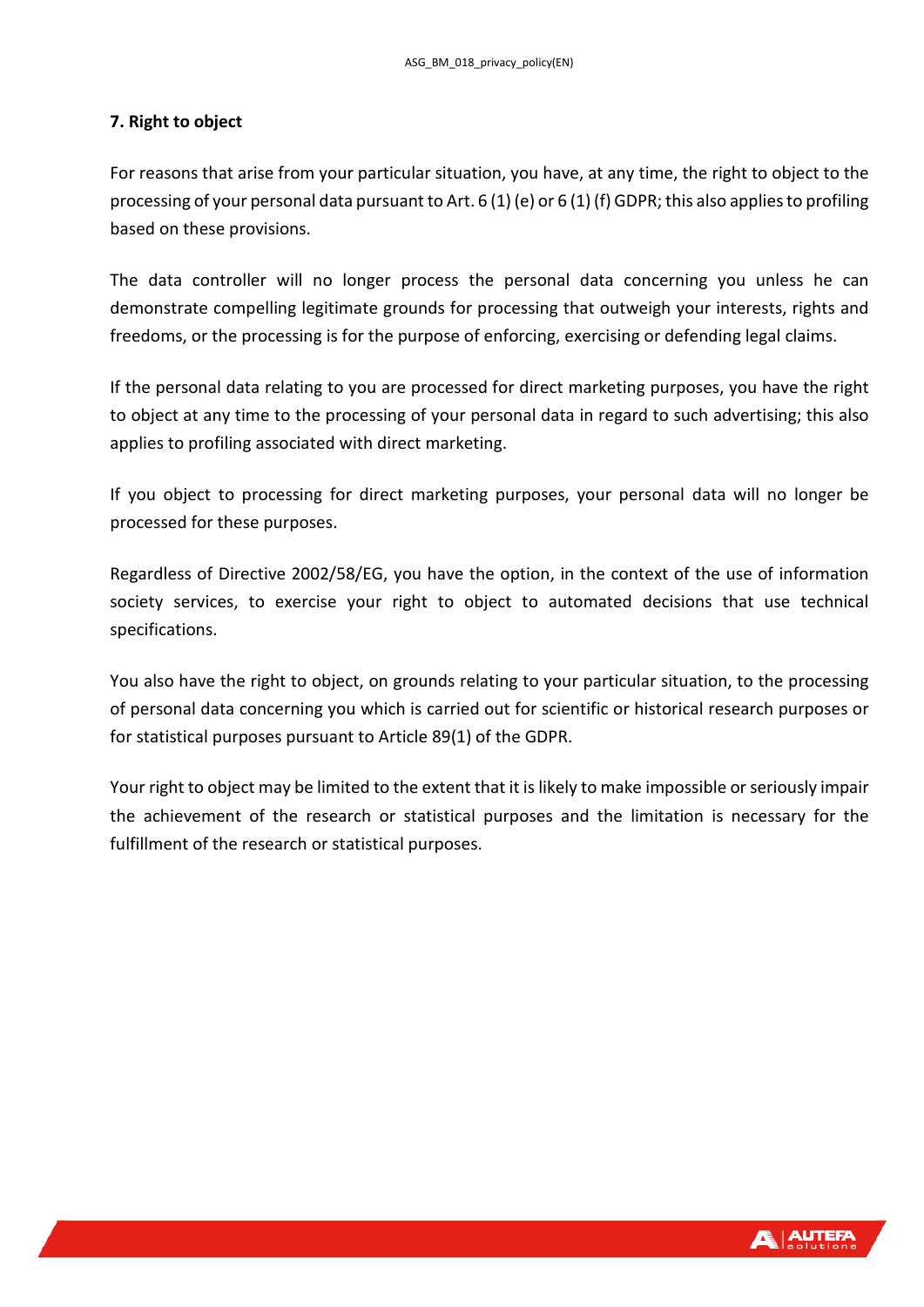**7. Right to object**

For reasons that arise from your particular situation, you have, at any time, the right to object to the processing of your personal data pursuant to Art. 6 (1) (e) or 6 (1) (f) GDPR; this also applies to profiling based on these provisions.

The data controller will no longer process the personal data concerning you unless he can demonstrate compelling legitimate grounds for processing that outweigh your interests, rights and freedoms, or the processing is for the purpose of enforcing, exercising or defending legal claims.

If the personal data relating to you are processed for direct marketing purposes, you have the right to object at any time to the processing of your personal data in regard to such advertising; this also applies to profiling associated with direct marketing.

If you object to processing for direct marketing purposes, your personal data will no longer be processed for these purposes.

Regardless of Directive 2002/58/EG, you have the option, in the context of the use of information society services, to exercise your right to object to automated decisions that use technical specifications.

You also have the right to object, on grounds relating to your particular situation, to the processing of personal data concerning you which is carried out for scientific or historical research purposes or for statistical purposes pursuant to Article 89(1) of the GDPR.

Your right to object may be limited to the extent that it is likely to make impossible or seriously impair the achievement of the research or statistical purposes and the limitation is necessary for the fulfillment of the research or statistical purposes.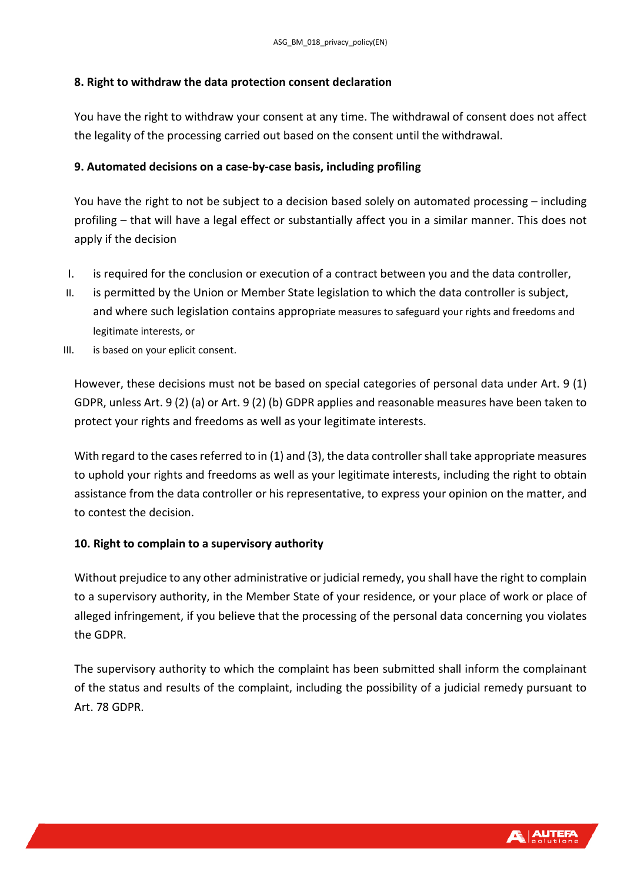### 8. Right to withdraw the data protection consent declaration

You have the right to withdraw your consent at any time. The withdrawal of consent does not affect the legality of the processing carried out based on the consent until the withdrawal.

### 9. Automated decisions on a case-by-case basis, including profiling

You have the right to not be subject to a decision based solely on automated processing – including profiling – that will have a legal effect or substantially affect you in a similar manner. This does not apply if the decision

I. is required for the conclusion or execution of a contract between you and the data controller,
II. is permitted by the Union or Member State legislation to which the data controller is subject, and where such legislation contains appropriate measures to safeguard your rights and freedoms and legitimate interests, or
III. is based on your eplicit consent.

However, these decisions must not be based on special categories of personal data under Art. 9 (1) GDPR, unless Art. 9 (2) (a) or Art. 9 (2) (b) GDPR applies and reasonable measures have been taken to protect your rights and freedoms as well as your legitimate interests.

With regard to the cases referred to in (1) and (3), the data controller shall take appropriate measures to uphold your rights and freedoms as well as your legitimate interests, including the right to obtain assistance from the data controller or his representative, to express your opinion on the matter, and to contest the decision.

### 10. Right to complain to a supervisory authority

Without prejudice to any other administrative or judicial remedy, you shall have the right to complain to a supervisory authority, in the Member State of your residence, or your place of work or place of alleged infringement, if you believe that the processing of the personal data concerning you violates the GDPR.

The supervisory authority to which the complaint has been submitted shall inform the complainant of the status and results of the complaint, including the possibility of a judicial remedy pursuant to Art. 78 GDPR.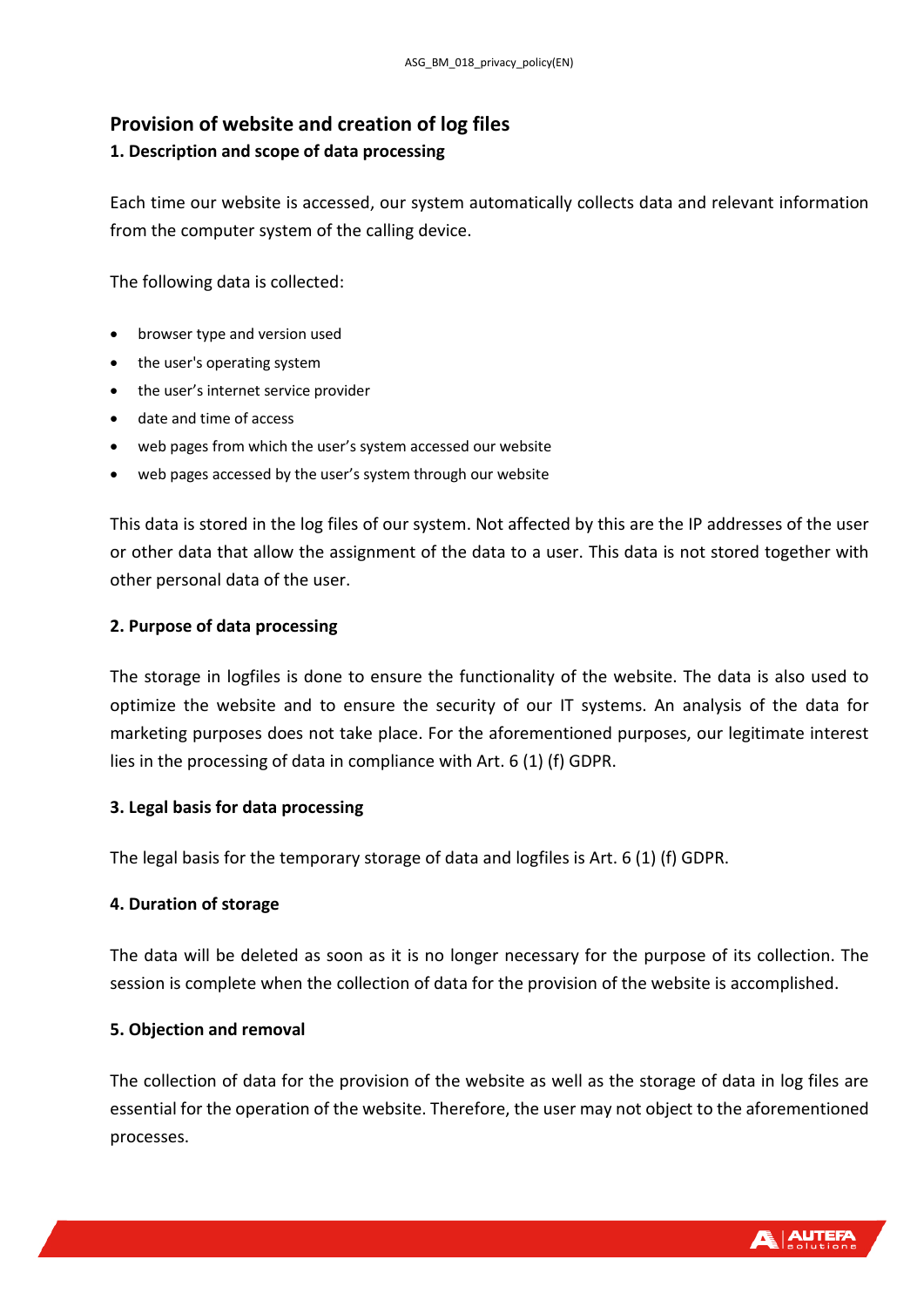## Provision of website and creation of log files

### 1. Description and scope of data processing

Each time our website is accessed, our system automatically collects data and relevant information from the computer system of the calling device.

The following data is collected:

- browser type and version used
- the user's operating system
- the user's internet service provider
- date and time of access
- web pages from which the user's system accessed our website
- web pages accessed by the user's system through our website

This data is stored in the log files of our system. Not affected by this are the IP addresses of the user or other data that allow the assignment of the data to a user. This data is not stored together with other personal data of the user.

### 2. Purpose of data processing

The storage in logfiles is done to ensure the functionality of the website. The data is also used to optimize the website and to ensure the security of our IT systems. An analysis of the data for marketing purposes does not take place. For the aforementioned purposes, our legitimate interest lies in the processing of data in compliance with Art. 6 (1) (f) GDPR.

### 3. Legal basis for data processing

The legal basis for the temporary storage of data and logfiles is Art. 6 (1) (f) GDPR.

### 4. Duration of storage

The data will be deleted as soon as it is no longer necessary for the purpose of its collection. The session is complete when the collection of data for the provision of the website is accomplished.

### 5. Objection and removal

The collection of data for the provision of the website as well as the storage of data in log files are essential for the operation of the website. Therefore, the user may not object to the aforementioned processes.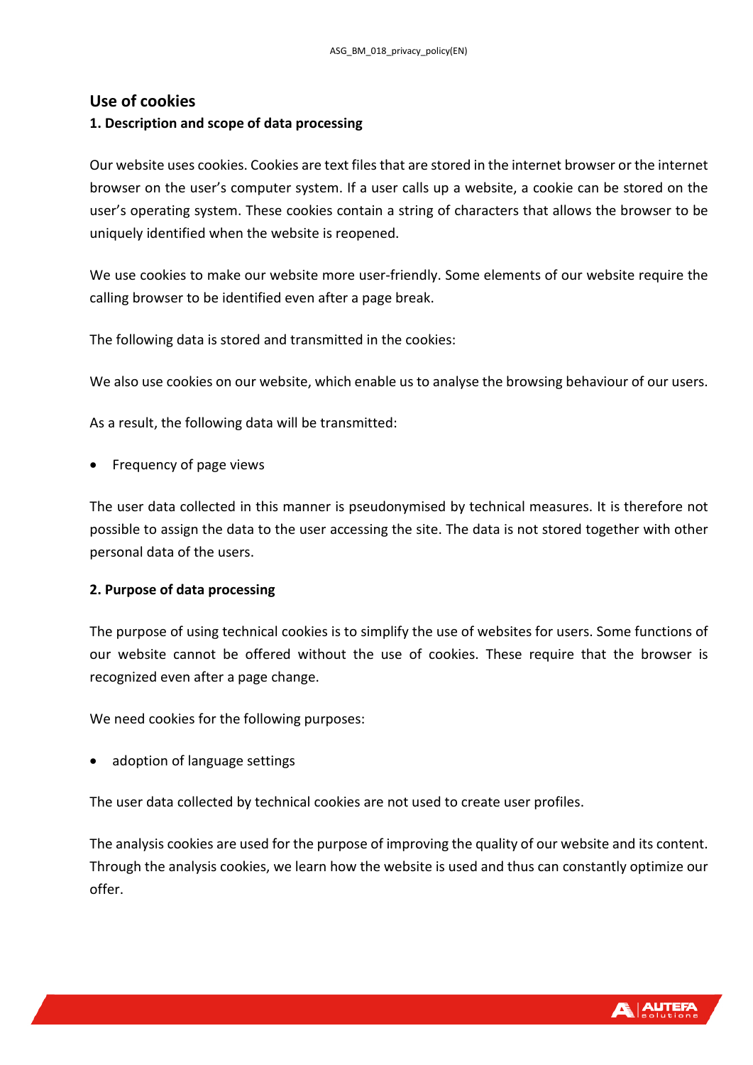## Use of cookies

### 1. Description and scope of data processing

Our website uses cookies. Cookies are text files that are stored in the internet browser or the internet browser on the user's computer system. If a user calls up a website, a cookie can be stored on the user's operating system. These cookies contain a string of characters that allows the browser to be uniquely identified when the website is reopened.

We use cookies to make our website more user-friendly. Some elements of our website require the calling browser to be identified even after a page break.

The following data is stored and transmitted in the cookies:

We also use cookies on our website, which enable us to analyse the browsing behaviour of our users.

As a result, the following data will be transmitted:

- Frequency of page views

The user data collected in this manner is pseudonymised by technical measures. It is therefore not possible to assign the data to the user accessing the site. The data is not stored together with other personal data of the users.

### 2. Purpose of data processing

The purpose of using technical cookies is to simplify the use of websites for users. Some functions of our website cannot be offered without the use of cookies. These require that the browser is recognized even after a page change.

We need cookies for the following purposes:

- adoption of language settings

The user data collected by technical cookies are not used to create user profiles.

The analysis cookies are used for the purpose of improving the quality of our website and its content. Through the analysis cookies, we learn how the website is used and thus can constantly optimize our offer.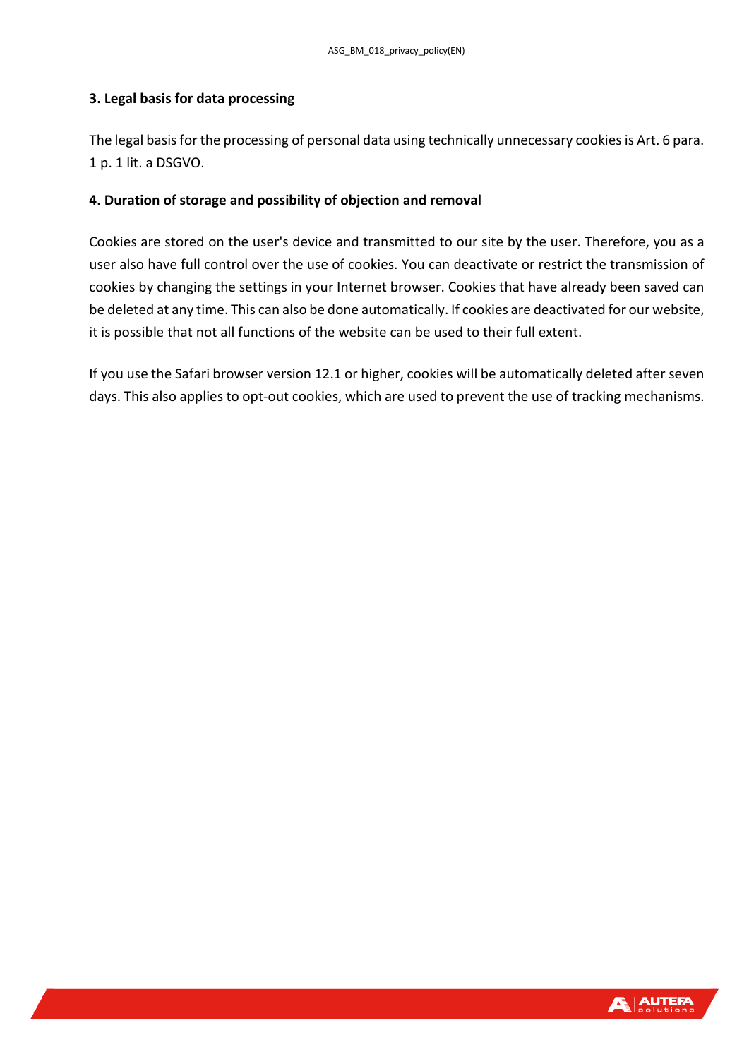**3. Legal basis for data processing**

The legal basis for the processing of personal data using technically unnecessary cookies is Art. 6 para. 1 p. 1 lit. a DSGVO.

**4. Duration of storage and possibility of objection and removal**

Cookies are stored on the user's device and transmitted to our site by the user. Therefore, you as a user also have full control over the use of cookies. You can deactivate or restrict the transmission of cookies by changing the settings in your Internet browser. Cookies that have already been saved can be deleted at any time. This can also be done automatically. If cookies are deactivated for our website, it is possible that not all functions of the website can be used to their full extent.

If you use the Safari browser version 12.1 or higher, cookies will be automatically deleted after seven days. This also applies to opt-out cookies, which are used to prevent the use of tracking mechanisms.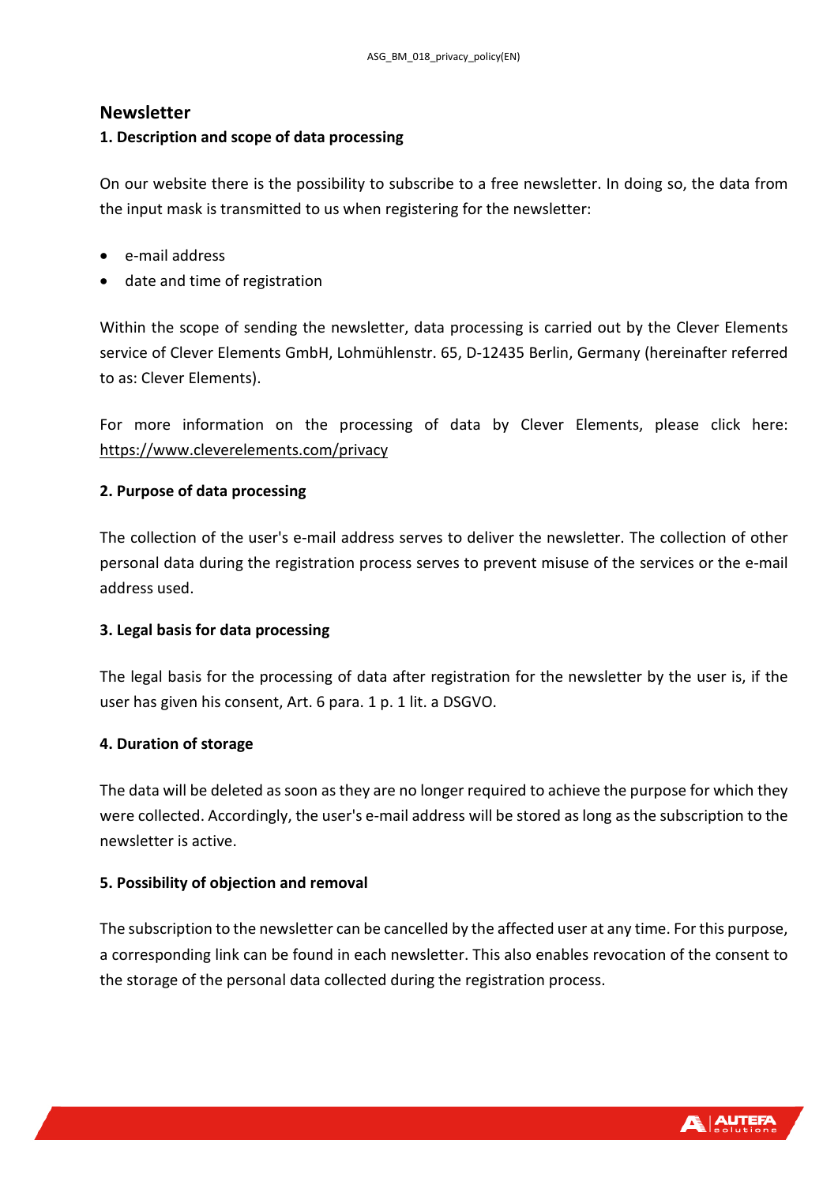## Newsletter

### 1. Description and scope of data processing

On our website there is the possibility to subscribe to a free newsletter. In doing so, the data from the input mask is transmitted to us when registering for the newsletter:

- e-mail address
- date and time of registration

Within the scope of sending the newsletter, data processing is carried out by the Clever Elements service of Clever Elements GmbH, Lohmühlenstr. 65, D-12435 Berlin, Germany (hereinafter referred to as: Clever Elements).

For more information on the processing of data by Clever Elements, please click here: https://www.cleverelements.com/privacy

### 2. Purpose of data processing

The collection of the user's e-mail address serves to deliver the newsletter. The collection of other personal data during the registration process serves to prevent misuse of the services or the e-mail address used.

### 3. Legal basis for data processing

The legal basis for the processing of data after registration for the newsletter by the user is, if the user has given his consent, Art. 6 para. 1 p. 1 lit. a DSGVO.

### 4. Duration of storage

The data will be deleted as soon as they are no longer required to achieve the purpose for which they were collected. Accordingly, the user's e-mail address will be stored as long as the subscription to the newsletter is active.

### 5. Possibility of objection and removal

The subscription to the newsletter can be cancelled by the affected user at any time. For this purpose, a corresponding link can be found in each newsletter. This also enables revocation of the consent to the storage of the personal data collected during the registration process.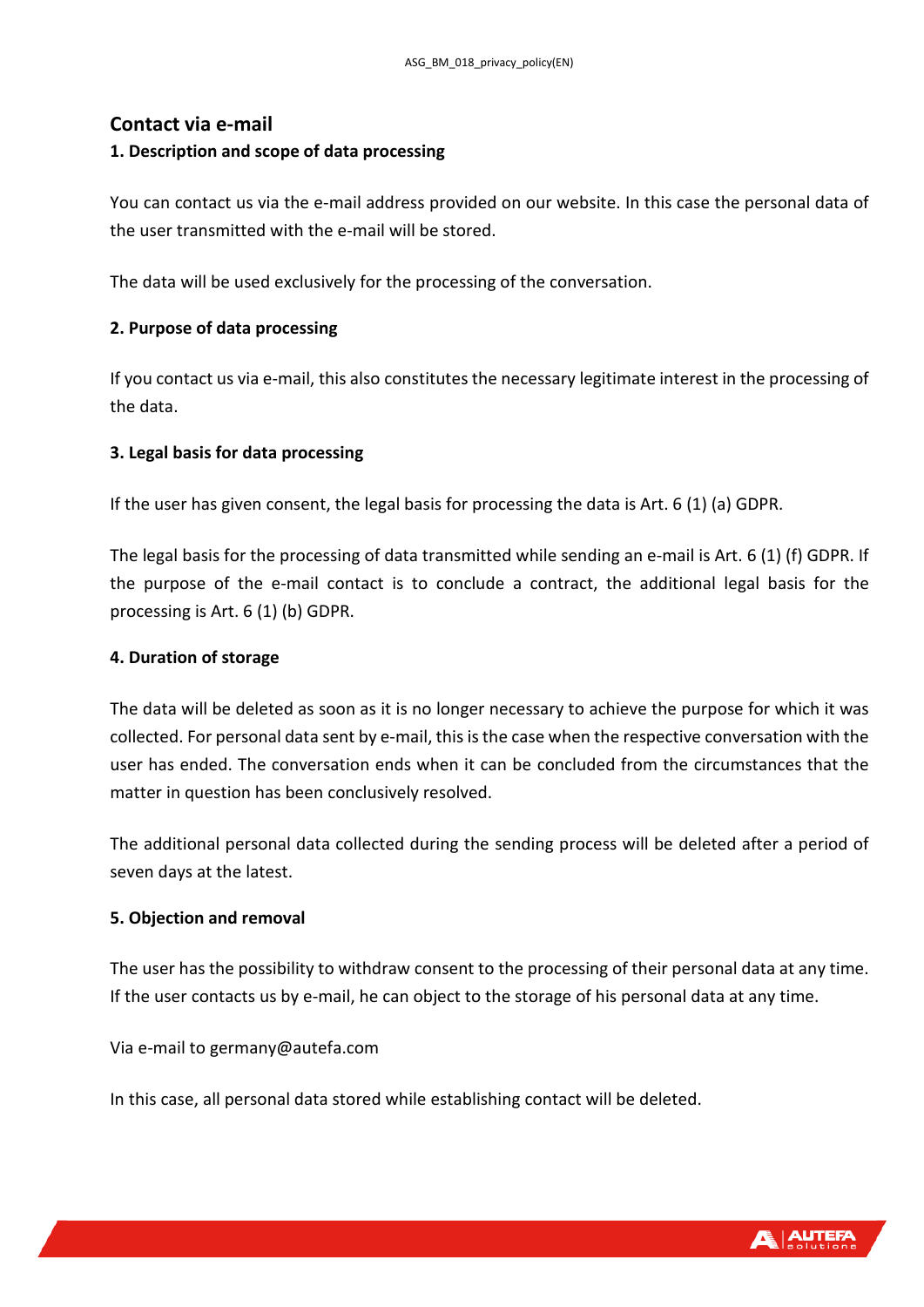## Contact via e-mail

### 1. Description and scope of data processing

You can contact us via the e-mail address provided on our website. In this case the personal data of the user transmitted with the e-mail will be stored.

The data will be used exclusively for the processing of the conversation.

### 2. Purpose of data processing

If you contact us via e-mail, this also constitutes the necessary legitimate interest in the processing of the data.

### 3. Legal basis for data processing

If the user has given consent, the legal basis for processing the data is Art. 6 (1) (a) GDPR.

The legal basis for the processing of data transmitted while sending an e-mail is Art. 6 (1) (f) GDPR. If the purpose of the e-mail contact is to conclude a contract, the additional legal basis for the processing is Art. 6 (1) (b) GDPR.

### 4. Duration of storage

The data will be deleted as soon as it is no longer necessary to achieve the purpose for which it was collected. For personal data sent by e-mail, this is the case when the respective conversation with the user has ended. The conversation ends when it can be concluded from the circumstances that the matter in question has been conclusively resolved.

The additional personal data collected during the sending process will be deleted after a period of seven days at the latest.

### 5. Objection and removal

The user has the possibility to withdraw consent to the processing of their personal data at any time. If the user contacts us by e-mail, he can object to the storage of his personal data at any time.

Via e-mail to germany@autefa.com

In this case, all personal data stored while establishing contact will be deleted.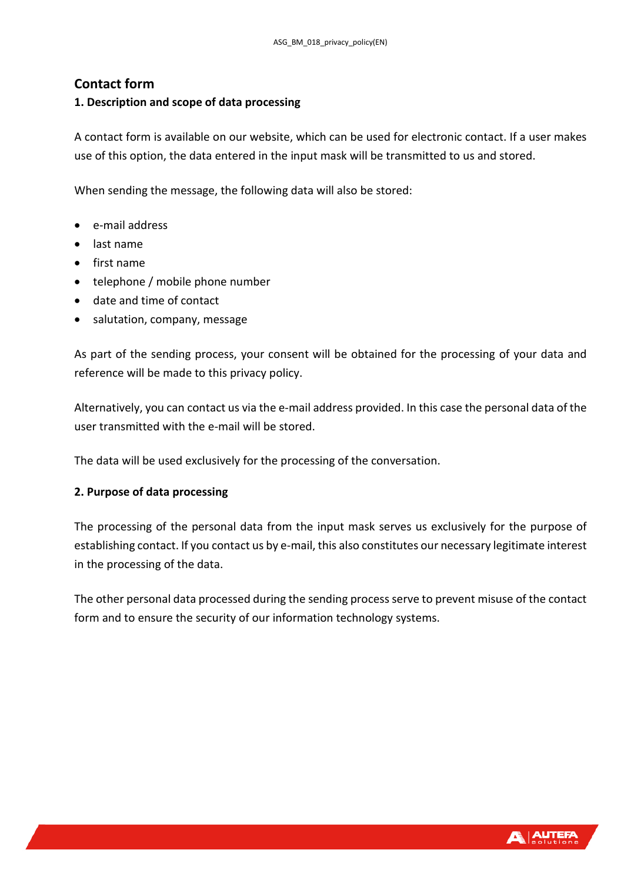## Contact form

### 1. Description and scope of data processing

A contact form is available on our website, which can be used for electronic contact. If a user makes use of this option, the data entered in the input mask will be transmitted to us and stored.

When sending the message, the following data will also be stored:

- e-mail address
- last name
- first name
- telephone / mobile phone number
- date and time of contact
- salutation, company, message

As part of the sending process, your consent will be obtained for the processing of your data and reference will be made to this privacy policy.

Alternatively, you can contact us via the e-mail address provided. In this case the personal data of the user transmitted with the e-mail will be stored.

The data will be used exclusively for the processing of the conversation.

### 2. Purpose of data processing

The processing of the personal data from the input mask serves us exclusively for the purpose of establishing contact. If you contact us by e-mail, this also constitutes our necessary legitimate interest in the processing of the data.

The other personal data processed during the sending process serve to prevent misuse of the contact form and to ensure the security of our information technology systems.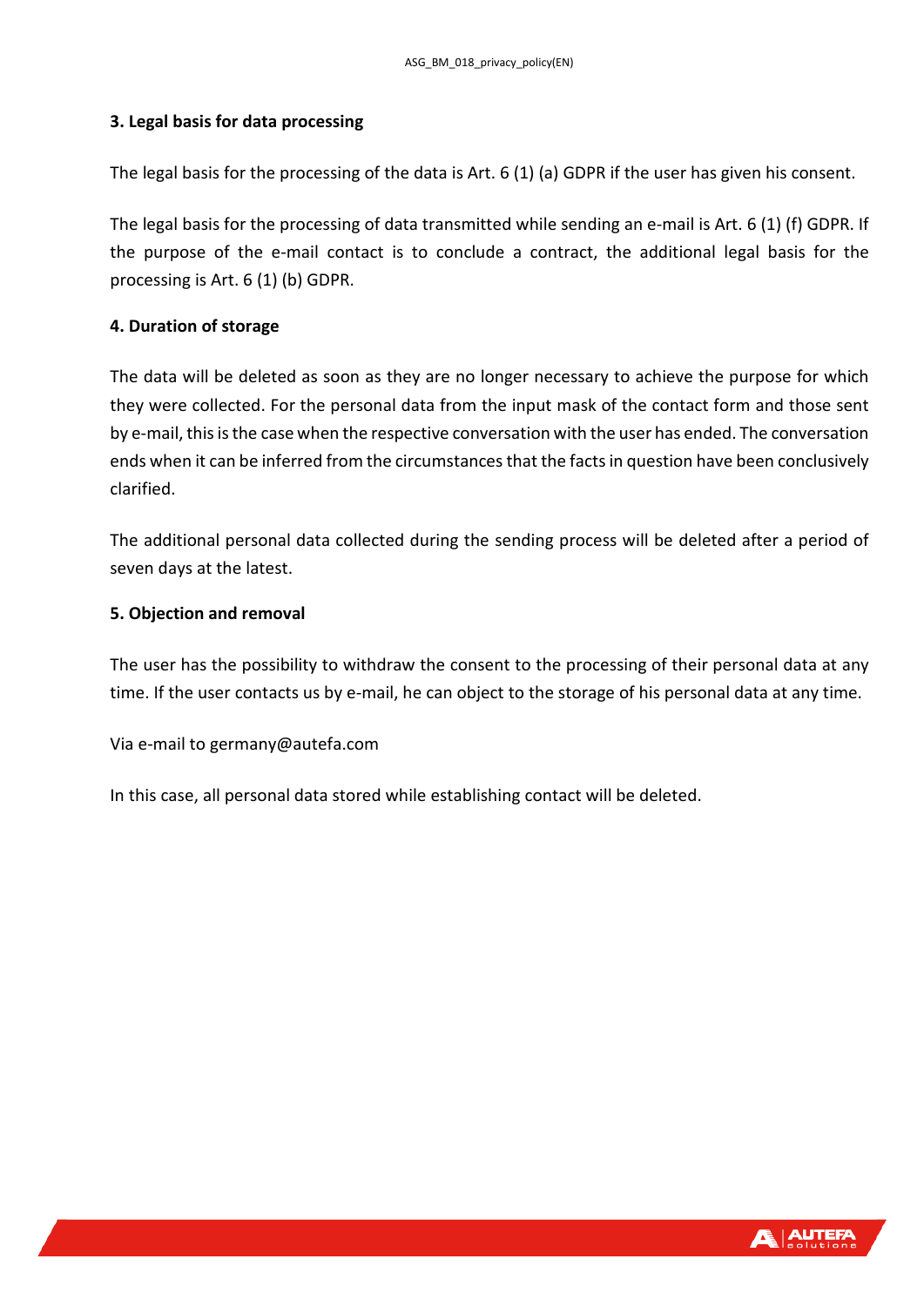**3. Legal basis for data processing**

The legal basis for the processing of the data is Art. 6 (1) (a) GDPR if the user has given his consent.

The legal basis for the processing of data transmitted while sending an e-mail is Art. 6 (1) (f) GDPR. If the purpose of the e-mail contact is to conclude a contract, the additional legal basis for the processing is Art. 6 (1) (b) GDPR.

**4. Duration of storage**

The data will be deleted as soon as they are no longer necessary to achieve the purpose for which they were collected. For the personal data from the input mask of the contact form and those sent by e-mail, this is the case when the respective conversation with the user has ended. The conversation ends when it can be inferred from the circumstances that the facts in question have been conclusively clarified.

The additional personal data collected during the sending process will be deleted after a period of seven days at the latest.

**5. Objection and removal**

The user has the possibility to withdraw the consent to the processing of their personal data at any time. If the user contacts us by e-mail, he can object to the storage of his personal data at any time.

Via e-mail to germany@autefa.com

In this case, all personal data stored while establishing contact will be deleted.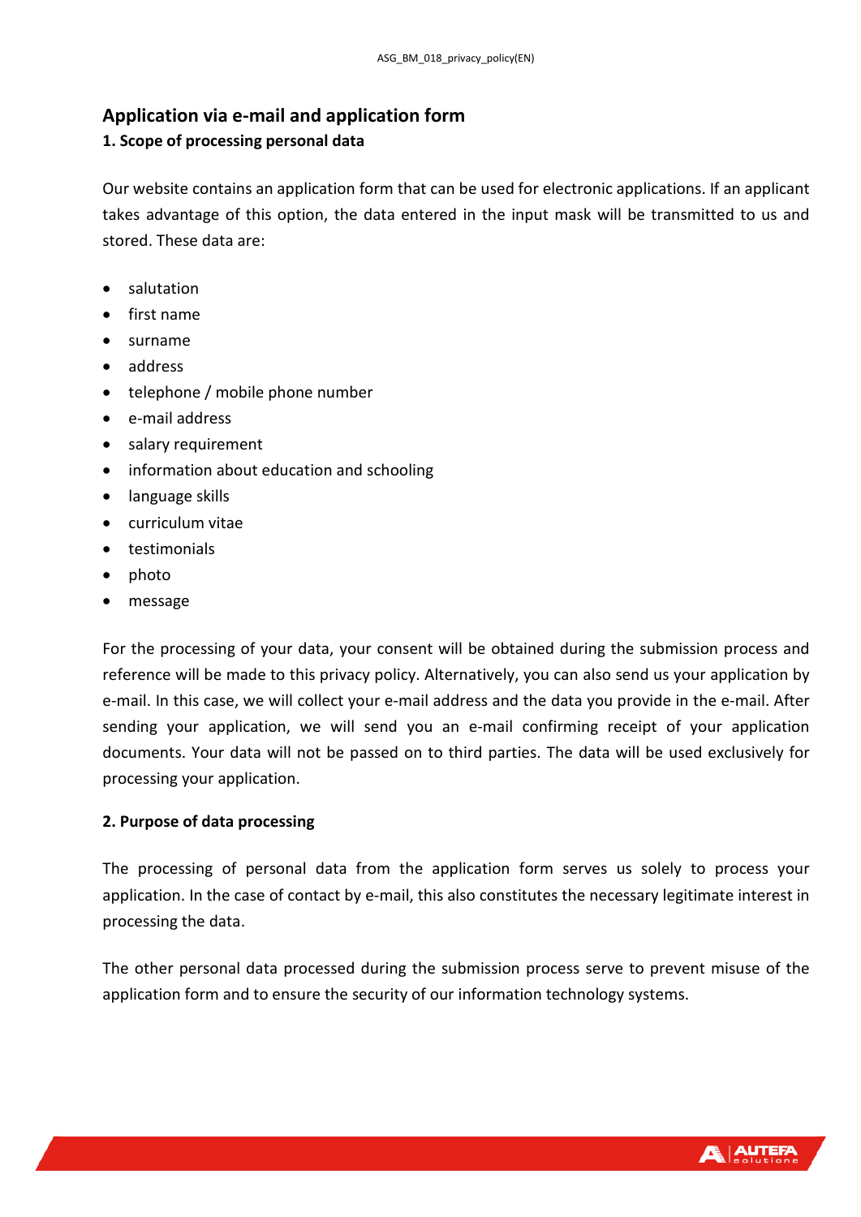## Application via e-mail and application form

### 1. Scope of processing personal data

Our website contains an application form that can be used for electronic applications. If an applicant takes advantage of this option, the data entered in the input mask will be transmitted to us and stored. These data are:

- salutation
- first name
- surname
- address
- telephone / mobile phone number
- e-mail address
- salary requirement
- information about education and schooling
- language skills
- curriculum vitae
- testimonials
- photo
- message

For the processing of your data, your consent will be obtained during the submission process and reference will be made to this privacy policy. Alternatively, you can also send us your application by e-mail. In this case, we will collect your e-mail address and the data you provide in the e-mail. After sending your application, we will send you an e-mail confirming receipt of your application documents. Your data will not be passed on to third parties. The data will be used exclusively for processing your application.

### 2. Purpose of data processing

The processing of personal data from the application form serves us solely to process your application. In the case of contact by e-mail, this also constitutes the necessary legitimate interest in processing the data.

The other personal data processed during the submission process serve to prevent misuse of the application form and to ensure the security of our information technology systems.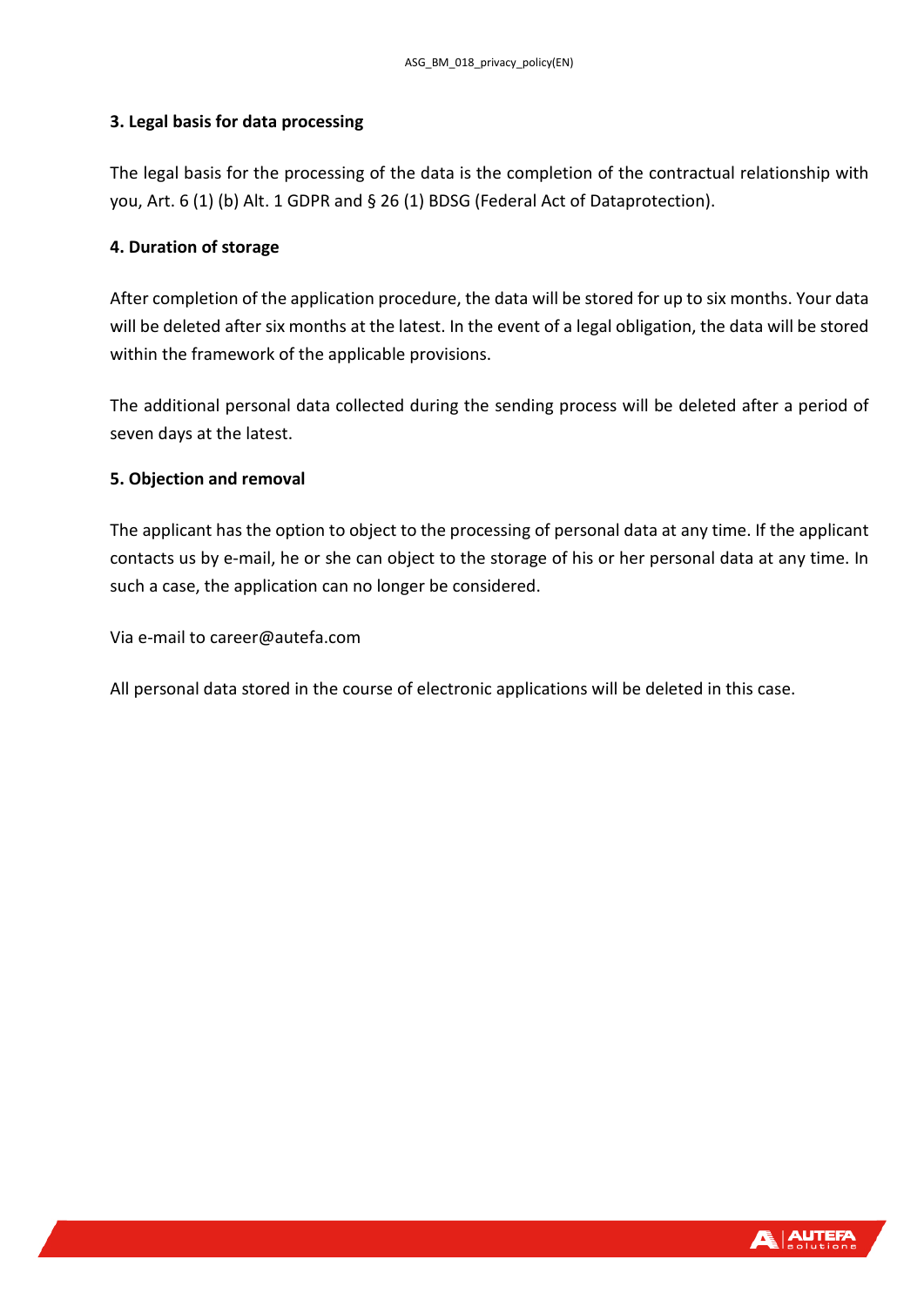**3. Legal basis for data processing**

The legal basis for the processing of the data is the completion of the contractual relationship with you, Art. 6 (1) (b) Alt. 1 GDPR and § 26 (1) BDSG (Federal Act of Dataprotection).

**4. Duration of storage**

After completion of the application procedure, the data will be stored for up to six months. Your data will be deleted after six months at the latest. In the event of a legal obligation, the data will be stored within the framework of the applicable provisions.

The additional personal data collected during the sending process will be deleted after a period of seven days at the latest.

**5. Objection and removal**

The applicant has the option to object to the processing of personal data at any time. If the applicant contacts us by e-mail, he or she can object to the storage of his or her personal data at any time. In such a case, the application can no longer be considered.

Via e-mail to career@autefa.com

All personal data stored in the course of electronic applications will be deleted in this case.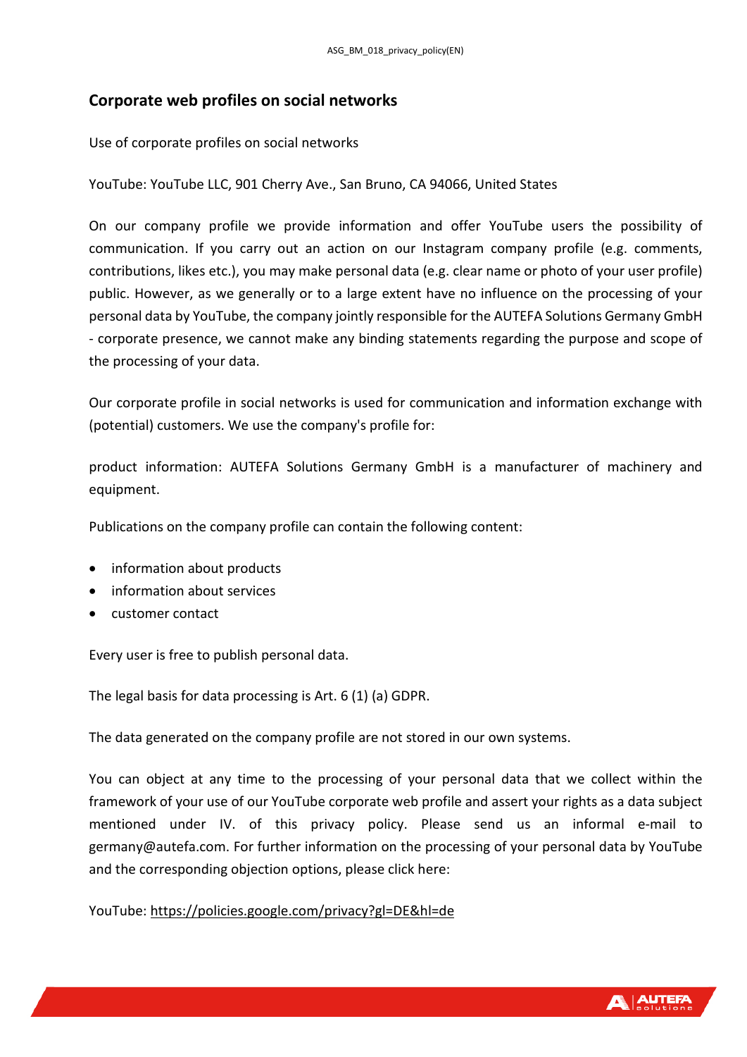## Corporate web profiles on social networks

Use of corporate profiles on social networks

YouTube: YouTube LLC, 901 Cherry Ave., San Bruno, CA 94066, United States

On our company profile we provide information and offer YouTube users the possibility of communication. If you carry out an action on our Instagram company profile (e.g. comments, contributions, likes etc.), you may make personal data (e.g. clear name or photo of your user profile) public. However, as we generally or to a large extent have no influence on the processing of your personal data by YouTube, the company jointly responsible for the AUTEFA Solutions Germany GmbH - corporate presence, we cannot make any binding statements regarding the purpose and scope of the processing of your data.

Our corporate profile in social networks is used for communication and information exchange with (potential) customers. We use the company's profile for:

product information: AUTEFA Solutions Germany GmbH is a manufacturer of machinery and equipment.

Publications on the company profile can contain the following content:

- information about products
- information about services
- customer contact

Every user is free to publish personal data.

The legal basis for data processing is Art. 6 (1) (a) GDPR.

The data generated on the company profile are not stored in our own systems.

You can object at any time to the processing of your personal data that we collect within the framework of your use of our YouTube corporate web profile and assert your rights as a data subject mentioned under IV. of this privacy policy. Please send us an informal e-mail to germany@autefa.com. For further information on the processing of your personal data by YouTube and the corresponding objection options, please click here:

YouTube: https://policies.google.com/privacy?gl=DE&hl=de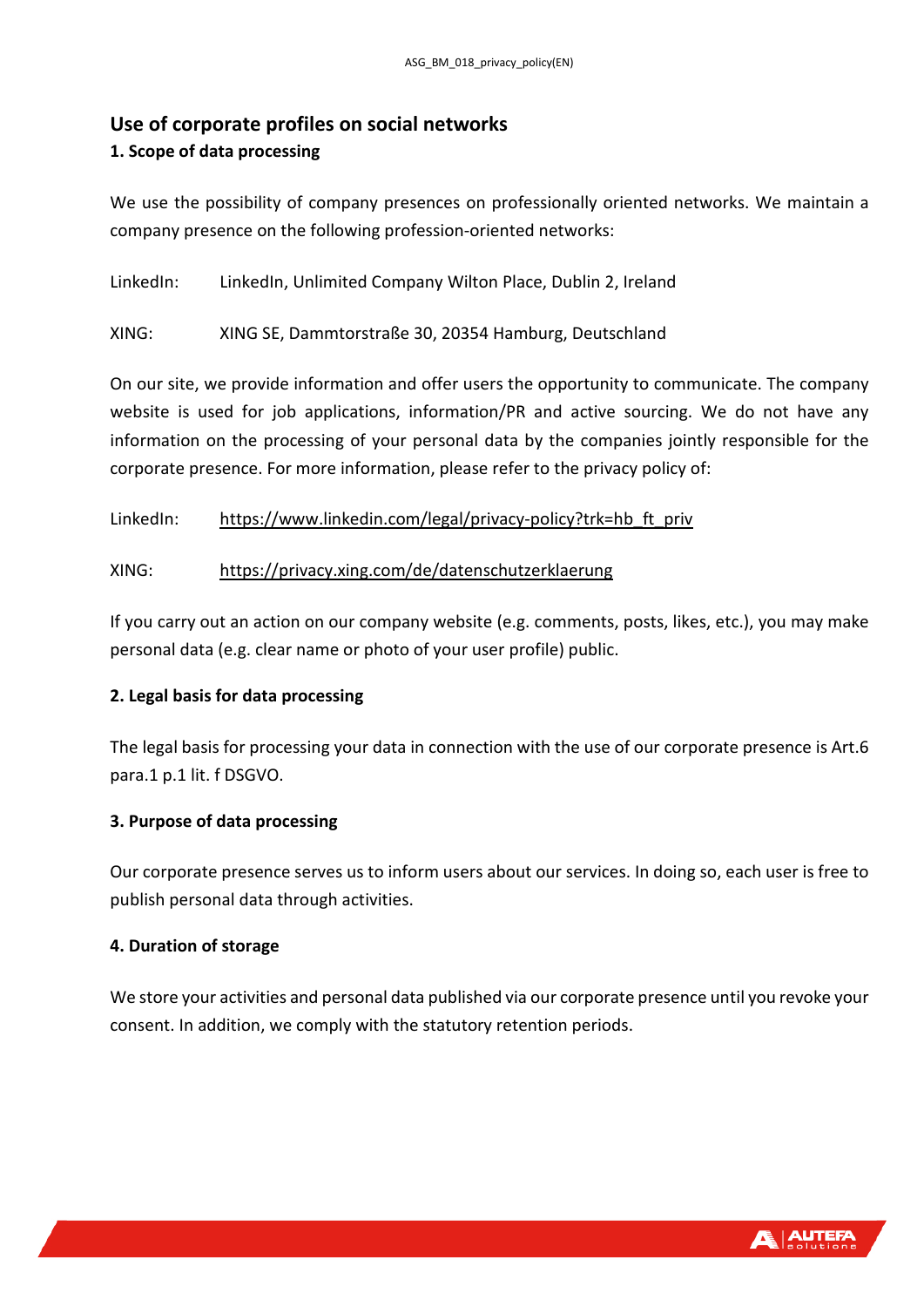## Use of corporate profiles on social networks

### 1. Scope of data processing

We use the possibility of company presences on professionally oriented networks. We maintain a company presence on the following profession-oriented networks:

LinkedIn: LinkedIn, Unlimited Company Wilton Place, Dublin 2, Ireland

XING: XING SE, Dammtorstraße 30, 20354 Hamburg, Deutschland

On our site, we provide information and offer users the opportunity to communicate. The company website is used for job applications, information/PR and active sourcing. We do not have any information on the processing of your personal data by the companies jointly responsible for the corporate presence. For more information, please refer to the privacy policy of:

LinkedIn: https://www.linkedin.com/legal/privacy-policy?trk=hb_ft_priv

XING: https://privacy.xing.com/de/datenschutzerklaerung

If you carry out an action on our company website (e.g. comments, posts, likes, etc.), you may make personal data (e.g. clear name or photo of your user profile) public.

### 2. Legal basis for data processing

The legal basis for processing your data in connection with the use of our corporate presence is Art.6 para.1 p.1 lit. f DSGVO.

### 3. Purpose of data processing

Our corporate presence serves us to inform users about our services. In doing so, each user is free to publish personal data through activities.

### 4. Duration of storage

We store your activities and personal data published via our corporate presence until you revoke your consent. In addition, we comply with the statutory retention periods.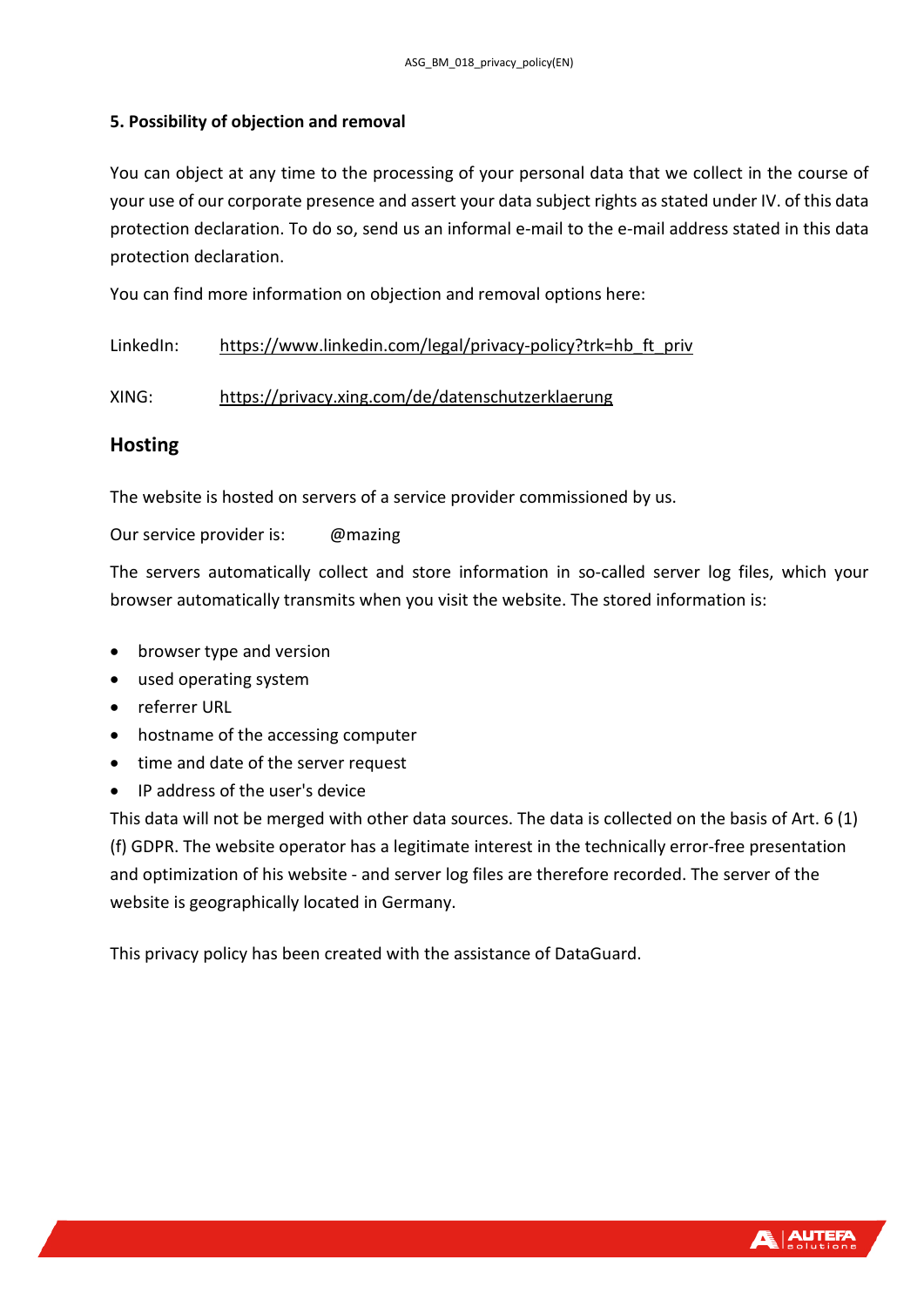**5. Possibility of objection and removal**

You can object at any time to the processing of your personal data that we collect in the course of your use of our corporate presence and assert your data subject rights as stated under IV. of this data protection declaration. To do so, send us an informal e-mail to the e-mail address stated in this data protection declaration.

You can find more information on objection and removal options here:

LinkedIn: https://www.linkedin.com/legal/privacy-policy?trk=hb_ft_priv

XING: https://privacy.xing.com/de/datenschutzerklaerung

## Hosting

The website is hosted on servers of a service provider commissioned by us.

Our service provider is: @mazing

The servers automatically collect and store information in so-called server log files, which your browser automatically transmits when you visit the website. The stored information is:

- browser type and version
- used operating system
- referrer URL
- hostname of the accessing computer
- time and date of the server request
- IP address of the user's device

This data will not be merged with other data sources. The data is collected on the basis of Art. 6 (1) (f) GDPR. The website operator has a legitimate interest in the technically error-free presentation and optimization of his website - and server log files are therefore recorded. The server of the website is geographically located in Germany.

This privacy policy has been created with the assistance of DataGuard.